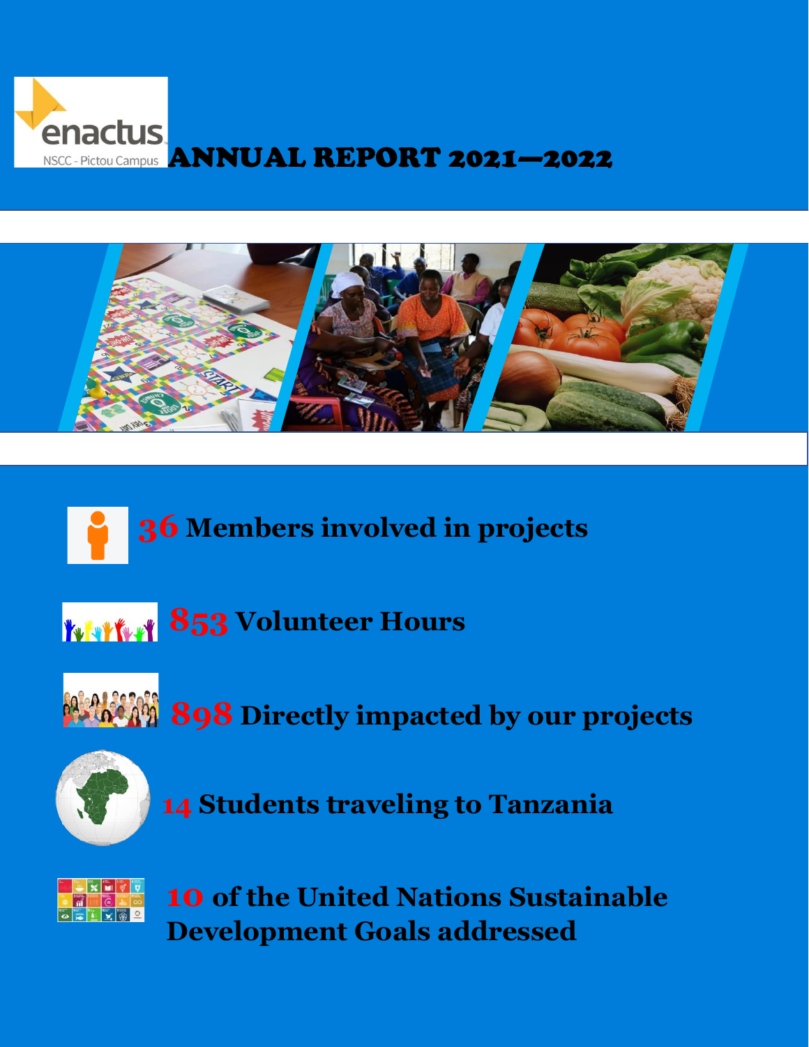enactus

NSCC - Pictou Campus

# ANNUAL REPORT 2021—2022

**36 Members involved in projects**

**853 Volunteer Hours**

**898 Directly impacted by our projects**

**14 Students traveling to Tanzania**

**10 of the United Nations Sustainable Development Goals addressed**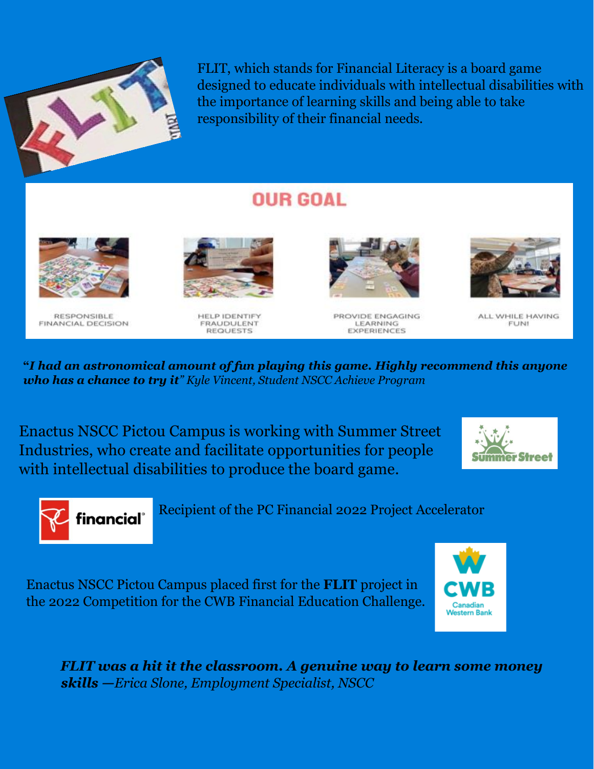FLIT, which stands for Financial Literacy is a board game designed to educate individuals with intellectual disabilities with the importance of learning skills and being able to take responsibility of their financial needs.

## OUR GOAL

- RESPONSIBLE FINANCIAL DECISION
- HELP IDENTIFY FRAUDULENT REQUESTS
- PROVIDE ENGAGING LEARNING EXPERIENCES
- ALL WHILE HAVING FUN!

***"I had an astronomical amount of fun playing this game. Highly recommend this anyone who has a chance to try it"*** *Kyle Vincent, Student NSCC Achieve Program*

Enactus NSCC Pictou Campus is working with Summer Street Industries, who create and facilitate opportunities for people with intellectual disabilities to produce the board game.

Recipient of the PC Financial 2022 Project Accelerator

Enactus NSCC Pictou Campus placed first for the **FLIT** project in the 2022 Competition for the CWB Financial Education Challenge.

***FLIT was a hit it the classroom. A genuine way to learn some money skills*** *—Erica Slone, Employment Specialist, NSCC*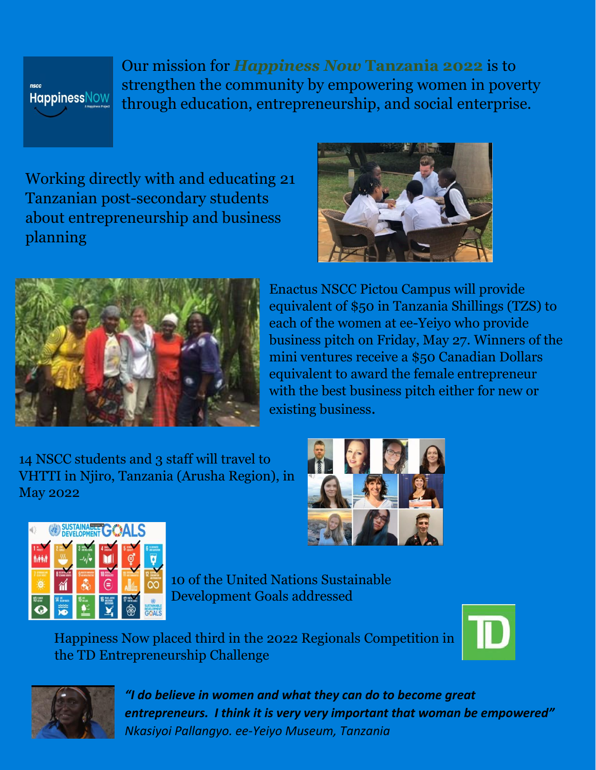Our mission for ***Happiness Now* Tanzania 2022** is to strengthen the community by empowering women in poverty through education, entrepreneurship, and social enterprise.

Working directly with and educating 21 Tanzanian post-secondary students about entrepreneurship and business planning

Enactus NSCC Pictou Campus will provide equivalent of $50 in Tanzania Shillings (TZS) to each of the women at ee-Yeiyo who provide business pitch on Friday, May 27. Winners of the mini ventures receive a $50 Canadian Dollars equivalent to award the female entrepreneur with the best business pitch either for new or existing business.

14 NSCC students and 3 staff will travel to VHTTI in Njiro, Tanzania (Arusha Region), in May 2022

10 of the United Nations Sustainable Development Goals addressed

Happiness Now placed third in the 2022 Regionals Competition in the TD Entrepreneurship Challenge

***"I do believe in women and what they can do to become great entrepreneurs. I think it is very very important that woman be empowered"***
*Nkasiyoi Pallangyo. ee-Yeiyo Museum, Tanzania*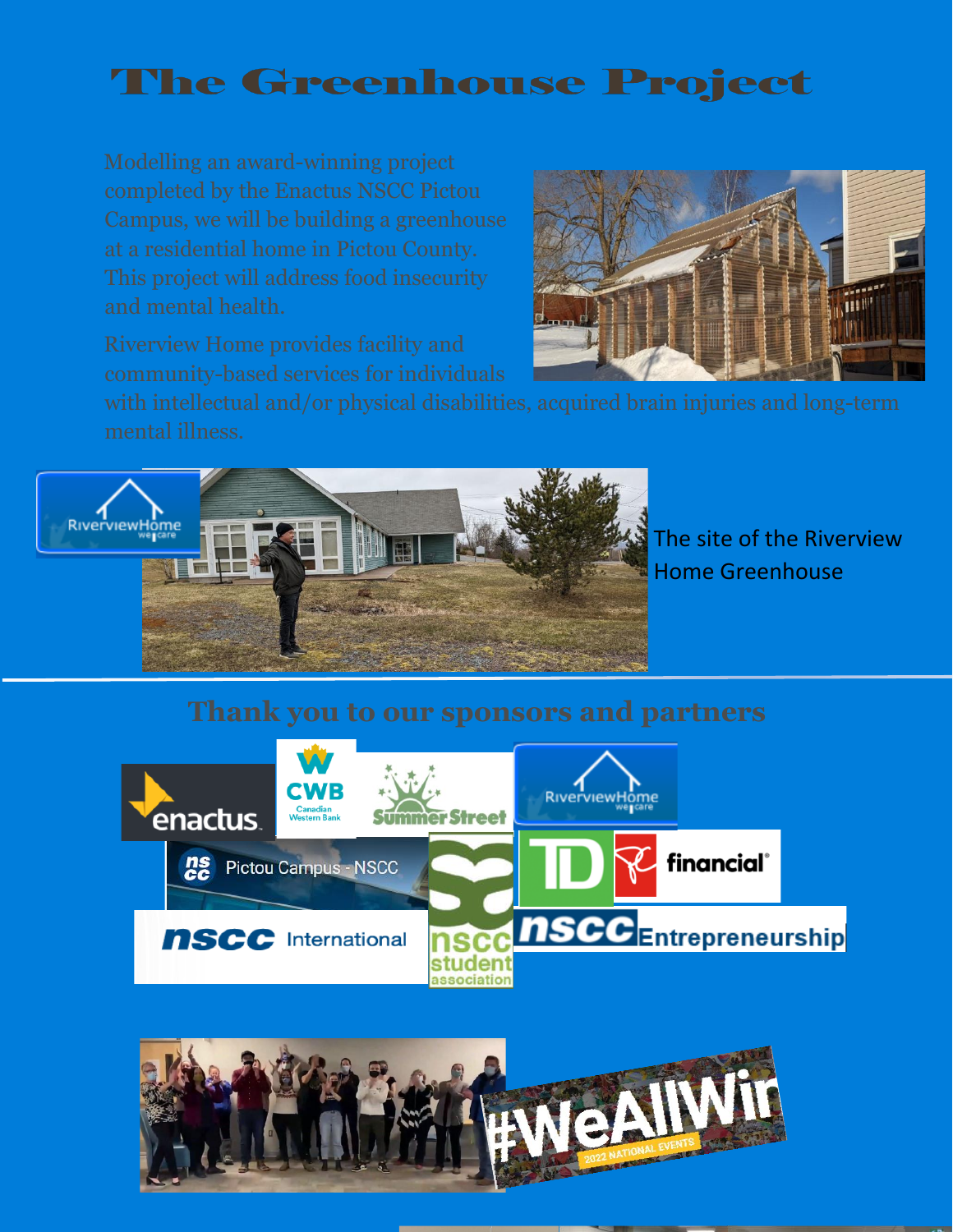# The Greenhouse Project

Modelling an award-winning project completed by the Enactus NSCC Pictou Campus, we will be building a greenhouse at a residential home in Pictou County. This project will address food insecurity and mental health.

Riverview Home provides facility and community-based services for individuals with intellectual and/or physical disabilities, acquired brain injuries and long-term mental illness.

The site of the Riverview Home Greenhouse

## Thank you to our sponsors and partners